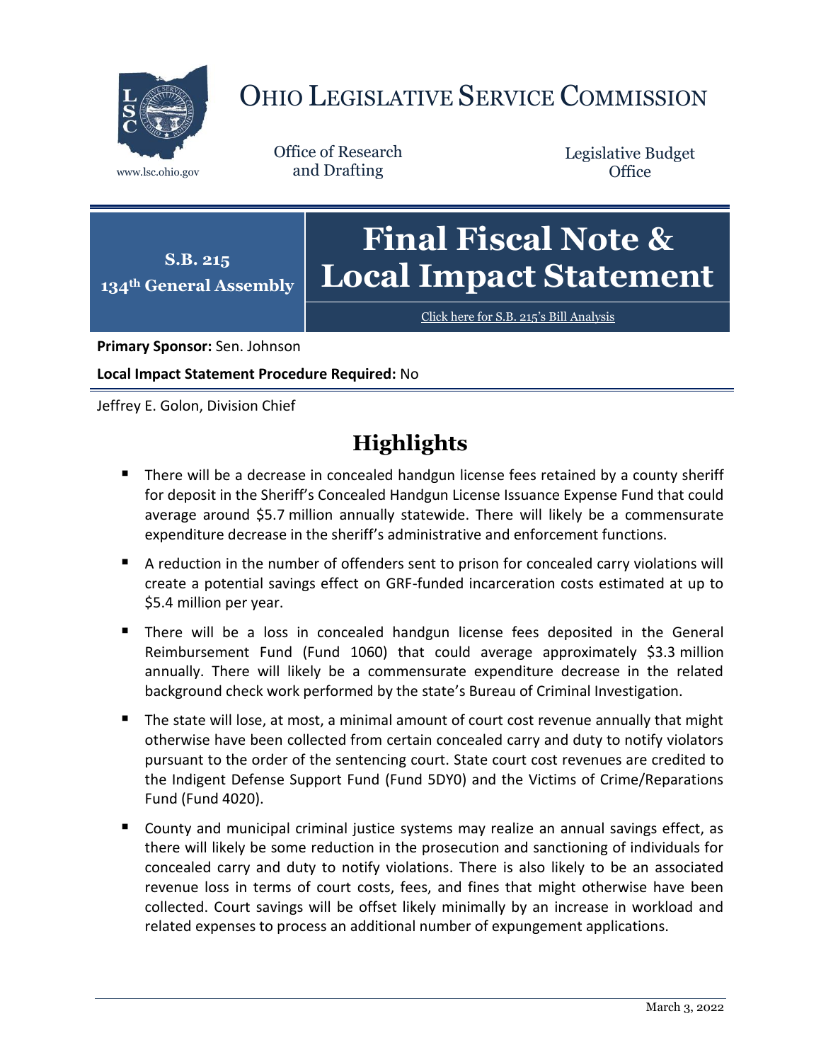# OHIO LEGISLATIVE SERVICE COMMISSION

www.lsc.ohio.gov

Office of Research and Drafting

Legislative Budget Office

**S.B. 215**
**134th General Assembly**

# Final Fiscal Note & Local Impact Statement

Click here for S.B. 215's Bill Analysis

**Primary Sponsor:** Sen. Johnson

**Local Impact Statement Procedure Required:** No

Jeffrey E. Golon, Division Chief

## Highlights

- There will be a decrease in concealed handgun license fees retained by a county sheriff for deposit in the Sheriff's Concealed Handgun License Issuance Expense Fund that could average around $5.7 million annually statewide. There will likely be a commensurate expenditure decrease in the sheriff's administrative and enforcement functions.
- A reduction in the number of offenders sent to prison for concealed carry violations will create a potential savings effect on GRF-funded incarceration costs estimated at up to $5.4 million per year.
- There will be a loss in concealed handgun license fees deposited in the General Reimbursement Fund (Fund 1060) that could average approximately $3.3 million annually. There will likely be a commensurate expenditure decrease in the related background check work performed by the state's Bureau of Criminal Investigation.
- The state will lose, at most, a minimal amount of court cost revenue annually that might otherwise have been collected from certain concealed carry and duty to notify violators pursuant to the order of the sentencing court. State court cost revenues are credited to the Indigent Defense Support Fund (Fund 5DY0) and the Victims of Crime/Reparations Fund (Fund 4020).
- County and municipal criminal justice systems may realize an annual savings effect, as there will likely be some reduction in the prosecution and sanctioning of individuals for concealed carry and duty to notify violations. There is also likely to be an associated revenue loss in terms of court costs, fees, and fines that might otherwise have been collected. Court savings will be offset likely minimally by an increase in workload and related expenses to process an additional number of expungement applications.

March 3, 2022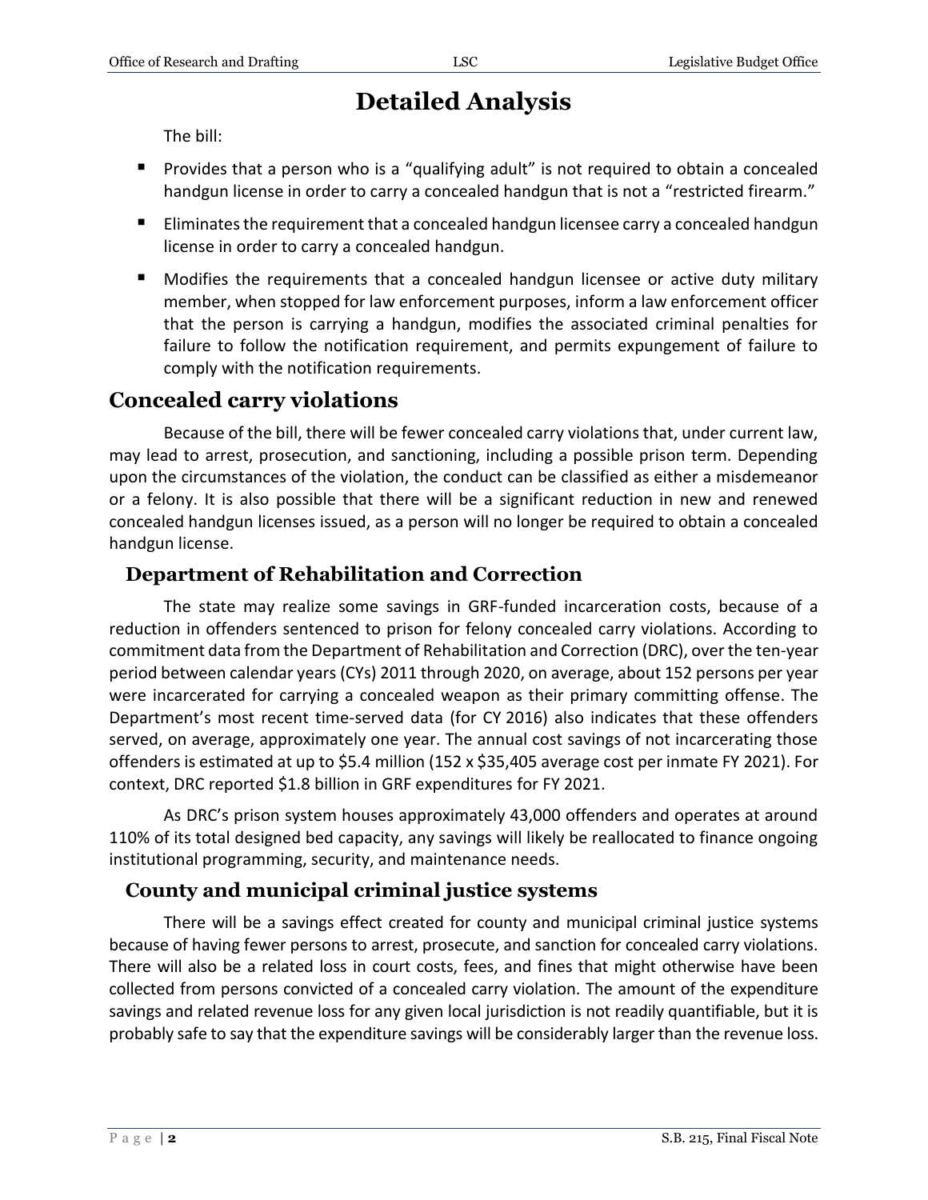# Detailed Analysis

The bill:

- Provides that a person who is a "qualifying adult" is not required to obtain a concealed handgun license in order to carry a concealed handgun that is not a "restricted firearm."
- Eliminates the requirement that a concealed handgun licensee carry a concealed handgun license in order to carry a concealed handgun.
- Modifies the requirements that a concealed handgun licensee or active duty military member, when stopped for law enforcement purposes, inform a law enforcement officer that the person is carrying a handgun, modifies the associated criminal penalties for failure to follow the notification requirement, and permits expungement of failure to comply with the notification requirements.

## Concealed carry violations

Because of the bill, there will be fewer concealed carry violations that, under current law, may lead to arrest, prosecution, and sanctioning, including a possible prison term. Depending upon the circumstances of the violation, the conduct can be classified as either a misdemeanor or a felony. It is also possible that there will be a significant reduction in new and renewed concealed handgun licenses issued, as a person will no longer be required to obtain a concealed handgun license.

### Department of Rehabilitation and Correction

The state may realize some savings in GRF-funded incarceration costs, because of a reduction in offenders sentenced to prison for felony concealed carry violations. According to commitment data from the Department of Rehabilitation and Correction (DRC), over the ten-year period between calendar years (CYs) 2011 through 2020, on average, about 152 persons per year were incarcerated for carrying a concealed weapon as their primary committing offense. The Department's most recent time-served data (for CY 2016) also indicates that these offenders served, on average, approximately one year. The annual cost savings of not incarcerating those offenders is estimated at up to $5.4 million (152 x $35,405 average cost per inmate FY 2021). For context, DRC reported $1.8 billion in GRF expenditures for FY 2021.

As DRC's prison system houses approximately 43,000 offenders and operates at around 110% of its total designed bed capacity, any savings will likely be reallocated to finance ongoing institutional programming, security, and maintenance needs.

### County and municipal criminal justice systems

There will be a savings effect created for county and municipal criminal justice systems because of having fewer persons to arrest, prosecute, and sanction for concealed carry violations. There will also be a related loss in court costs, fees, and fines that might otherwise have been collected from persons convicted of a concealed carry violation. The amount of the expenditure savings and related revenue loss for any given local jurisdiction is not readily quantifiable, but it is probably safe to say that the expenditure savings will be considerably larger than the revenue loss.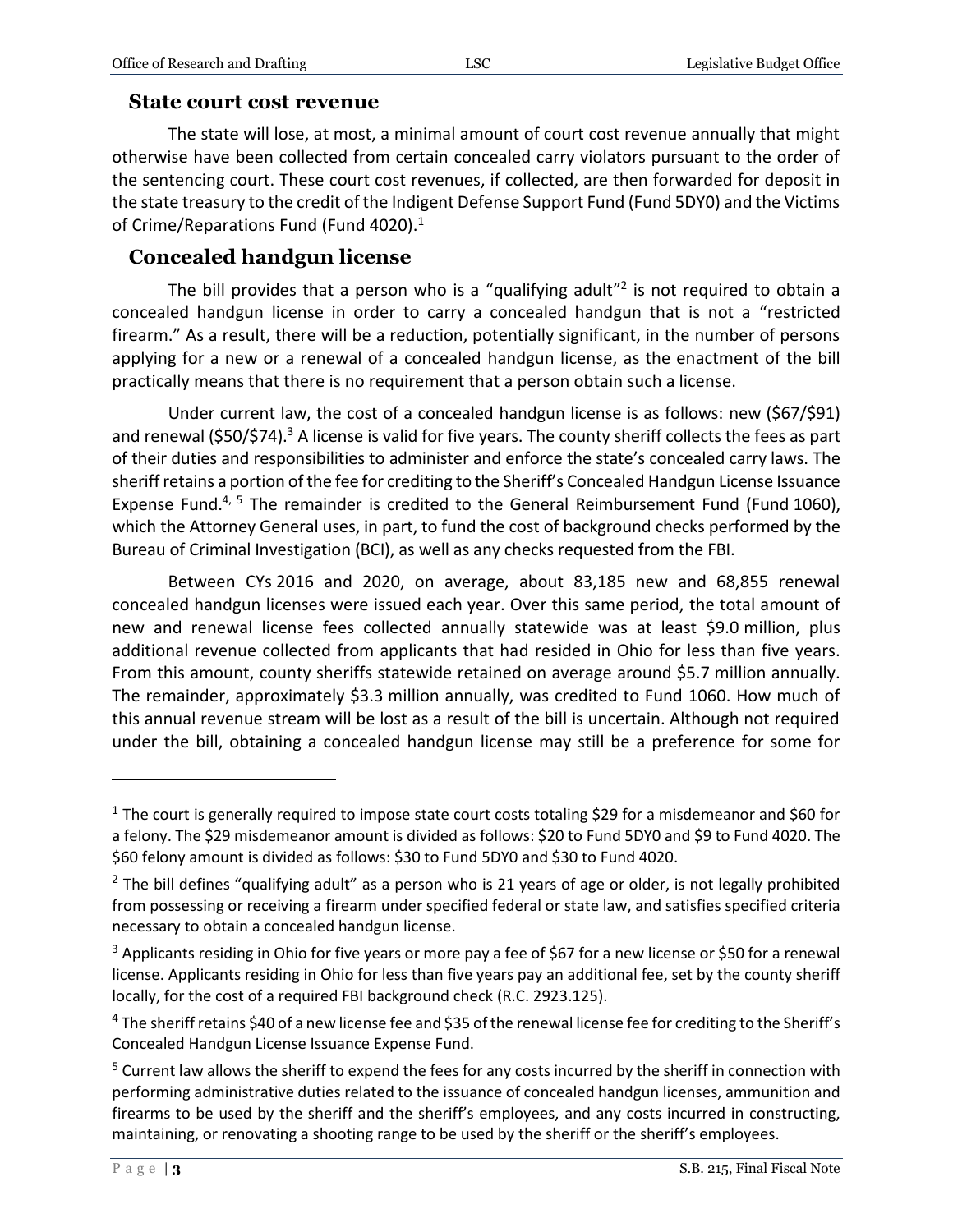### State court cost revenue

The state will lose, at most, a minimal amount of court cost revenue annually that might otherwise have been collected from certain concealed carry violators pursuant to the order of the sentencing court. These court cost revenues, if collected, are then forwarded for deposit in the state treasury to the credit of the Indigent Defense Support Fund (Fund 5DY0) and the Victims of Crime/Reparations Fund (Fund 4020).[1]

### Concealed handgun license

The bill provides that a person who is a "qualifying adult"[2] is not required to obtain a concealed handgun license in order to carry a concealed handgun that is not a "restricted firearm." As a result, there will be a reduction, potentially significant, in the number of persons applying for a new or a renewal of a concealed handgun license, as the enactment of the bill practically means that there is no requirement that a person obtain such a license.

Under current law, the cost of a concealed handgun license is as follows: new ($67/$91) and renewal ($50/$74).[3] A license is valid for five years. The county sheriff collects the fees as part of their duties and responsibilities to administer and enforce the state's concealed carry laws. The sheriff retains a portion of the fee for crediting to the Sheriff's Concealed Handgun License Issuance Expense Fund.[4, 5] The remainder is credited to the General Reimbursement Fund (Fund 1060), which the Attorney General uses, in part, to fund the cost of background checks performed by the Bureau of Criminal Investigation (BCI), as well as any checks requested from the FBI.

Between CYs 2016 and 2020, on average, about 83,185 new and 68,855 renewal concealed handgun licenses were issued each year. Over this same period, the total amount of new and renewal license fees collected annually statewide was at least $9.0 million, plus additional revenue collected from applicants that had resided in Ohio for less than five years. From this amount, county sheriffs statewide retained on average around $5.7 million annually. The remainder, approximately $3.3 million annually, was credited to Fund 1060. How much of this annual revenue stream will be lost as a result of the bill is uncertain. Although not required under the bill, obtaining a concealed handgun license may still be a preference for some for

---

[1] The court is generally required to impose state court costs totaling $29 for a misdemeanor and $60 for a felony. The $29 misdemeanor amount is divided as follows: $20 to Fund 5DY0 and $9 to Fund 4020. The $60 felony amount is divided as follows: $30 to Fund 5DY0 and $30 to Fund 4020.

[2] The bill defines "qualifying adult" as a person who is 21 years of age or older, is not legally prohibited from possessing or receiving a firearm under specified federal or state law, and satisfies specified criteria necessary to obtain a concealed handgun license.

[3] Applicants residing in Ohio for five years or more pay a fee of $67 for a new license or $50 for a renewal license. Applicants residing in Ohio for less than five years pay an additional fee, set by the county sheriff locally, for the cost of a required FBI background check (R.C. 2923.125).

[4] The sheriff retains $40 of a new license fee and $35 of the renewal license fee for crediting to the Sheriff's Concealed Handgun License Issuance Expense Fund.

[5] Current law allows the sheriff to expend the fees for any costs incurred by the sheriff in connection with performing administrative duties related to the issuance of concealed handgun licenses, ammunition and firearms to be used by the sheriff and the sheriff's employees, and any costs incurred in constructing, maintaining, or renovating a shooting range to be used by the sheriff or the sheriff's employees.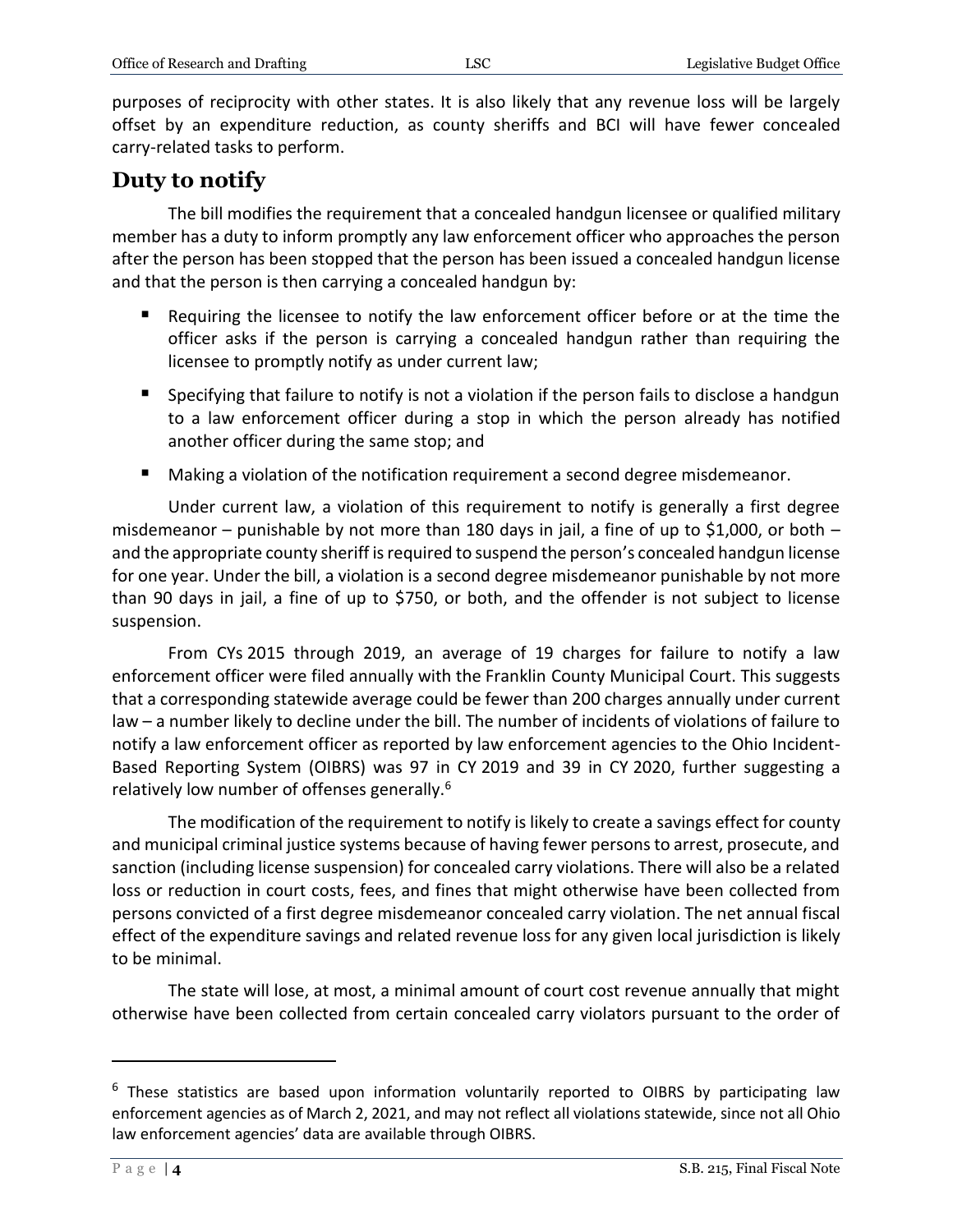purposes of reciprocity with other states. It is also likely that any revenue loss will be largely offset by an expenditure reduction, as county sheriffs and BCI will have fewer concealed carry-related tasks to perform.

## Duty to notify

The bill modifies the requirement that a concealed handgun licensee or qualified military member has a duty to inform promptly any law enforcement officer who approaches the person after the person has been stopped that the person has been issued a concealed handgun license and that the person is then carrying a concealed handgun by:

- Requiring the licensee to notify the law enforcement officer before or at the time the officer asks if the person is carrying a concealed handgun rather than requiring the licensee to promptly notify as under current law;
- Specifying that failure to notify is not a violation if the person fails to disclose a handgun to a law enforcement officer during a stop in which the person already has notified another officer during the same stop; and
- Making a violation of the notification requirement a second degree misdemeanor.

Under current law, a violation of this requirement to notify is generally a first degree misdemeanor – punishable by not more than 180 days in jail, a fine of up to $1,000, or both – and the appropriate county sheriff is required to suspend the person's concealed handgun license for one year. Under the bill, a violation is a second degree misdemeanor punishable by not more than 90 days in jail, a fine of up to $750, or both, and the offender is not subject to license suspension.

From CYs 2015 through 2019, an average of 19 charges for failure to notify a law enforcement officer were filed annually with the Franklin County Municipal Court. This suggests that a corresponding statewide average could be fewer than 200 charges annually under current law – a number likely to decline under the bill. The number of incidents of violations of failure to notify a law enforcement officer as reported by law enforcement agencies to the Ohio Incident-Based Reporting System (OIBRS) was 97 in CY 2019 and 39 in CY 2020, further suggesting a relatively low number of offenses generally.[6]

The modification of the requirement to notify is likely to create a savings effect for county and municipal criminal justice systems because of having fewer persons to arrest, prosecute, and sanction (including license suspension) for concealed carry violations. There will also be a related loss or reduction in court costs, fees, and fines that might otherwise have been collected from persons convicted of a first degree misdemeanor concealed carry violation. The net annual fiscal effect of the expenditure savings and related revenue loss for any given local jurisdiction is likely to be minimal.

The state will lose, at most, a minimal amount of court cost revenue annually that might otherwise have been collected from certain concealed carry violators pursuant to the order of

---

[6] These statistics are based upon information voluntarily reported to OIBRS by participating law enforcement agencies as of March 2, 2021, and may not reflect all violations statewide, since not all Ohio law enforcement agencies' data are available through OIBRS.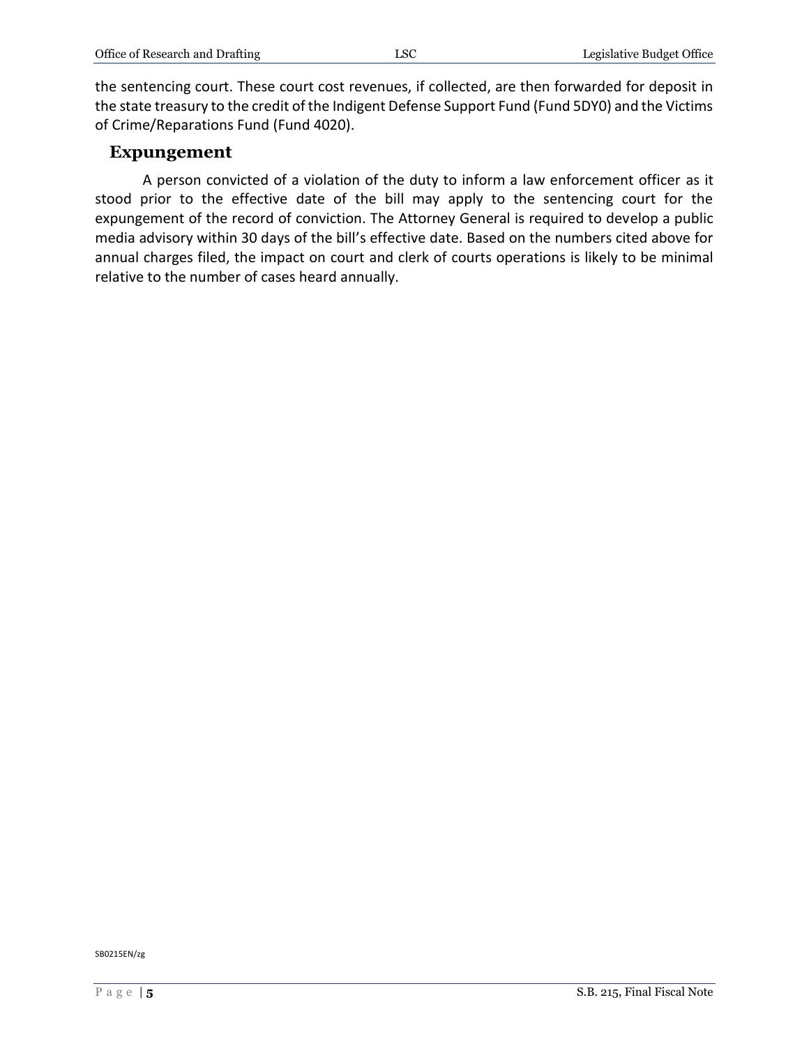the sentencing court. These court cost revenues, if collected, are then forwarded for deposit in the state treasury to the credit of the Indigent Defense Support Fund (Fund 5DY0) and the Victims of Crime/Reparations Fund (Fund 4020).

## Expungement

A person convicted of a violation of the duty to inform a law enforcement officer as it stood prior to the effective date of the bill may apply to the sentencing court for the expungement of the record of conviction. The Attorney General is required to develop a public media advisory within 30 days of the bill's effective date. Based on the numbers cited above for annual charges filed, the impact on court and clerk of courts operations is likely to be minimal relative to the number of cases heard annually.

SB0215EN/zg